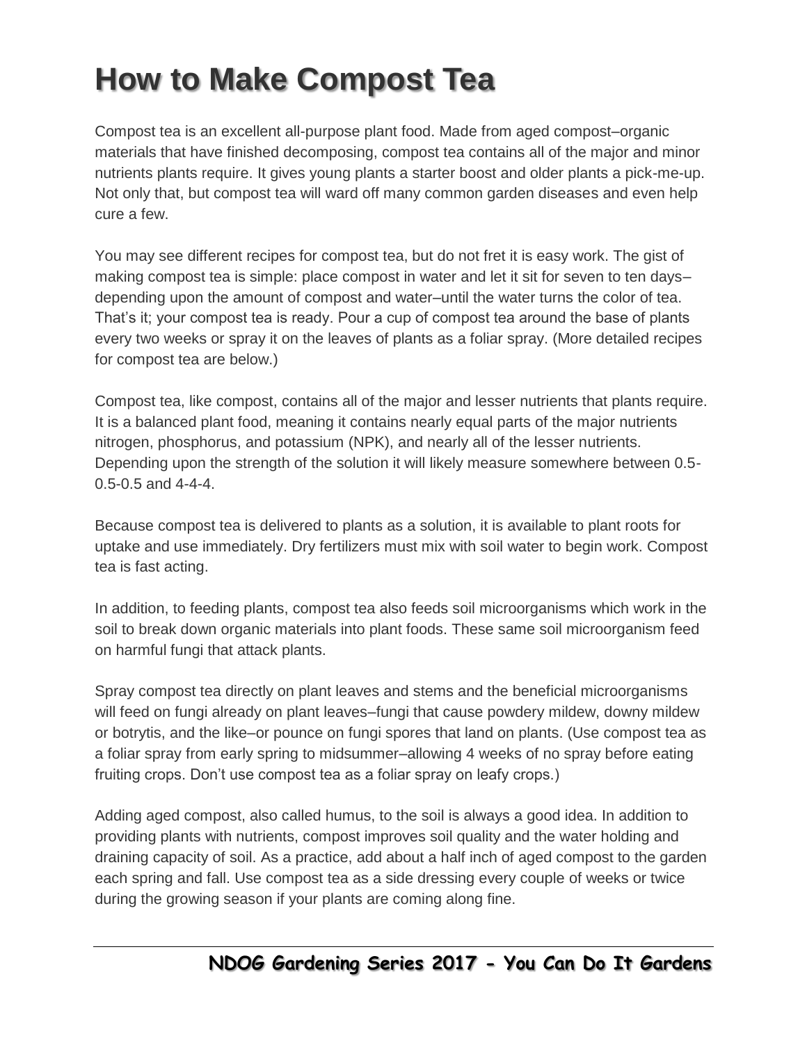# How to Make Compost Tea

Compost tea is an excellent all-purpose plant food. Made from aged compost–organic materials that have finished decomposing, compost tea contains all of the major and minor nutrients plants require. It gives young plants a starter boost and older plants a pick-me-up. Not only that, but compost tea will ward off many common garden diseases and even help cure a few.

You may see different recipes for compost tea, but do not fret it is easy work. The gist of making compost tea is simple: place compost in water and let it sit for seven to ten days–depending upon the amount of compost and water–until the water turns the color of tea. That's it; your compost tea is ready. Pour a cup of compost tea around the base of plants every two weeks or spray it on the leaves of plants as a foliar spray. (More detailed recipes for compost tea are below.)

Compost tea, like compost, contains all of the major and lesser nutrients that plants require. It is a balanced plant food, meaning it contains nearly equal parts of the major nutrients nitrogen, phosphorus, and potassium (NPK), and nearly all of the lesser nutrients. Depending upon the strength of the solution it will likely measure somewhere between 0.5-0.5-0.5 and 4-4-4.

Because compost tea is delivered to plants as a solution, it is available to plant roots for uptake and use immediately. Dry fertilizers must mix with soil water to begin work. Compost tea is fast acting.

In addition, to feeding plants, compost tea also feeds soil microorganisms which work in the soil to break down organic materials into plant foods. These same soil microorganism feed on harmful fungi that attack plants.

Spray compost tea directly on plant leaves and stems and the beneficial microorganisms will feed on fungi already on plant leaves–fungi that cause powdery mildew, downy mildew or botrytis, and the like–or pounce on fungi spores that land on plants. (Use compost tea as a foliar spray from early spring to midsummer–allowing 4 weeks of no spray before eating fruiting crops. Don't use compost tea as a foliar spray on leafy crops.)

Adding aged compost, also called humus, to the soil is always a good idea. In addition to providing plants with nutrients, compost improves soil quality and the water holding and draining capacity of soil. As a practice, add about a half inch of aged compost to the garden each spring and fall. Use compost tea as a side dressing every couple of weeks or twice during the growing season if your plants are coming along fine.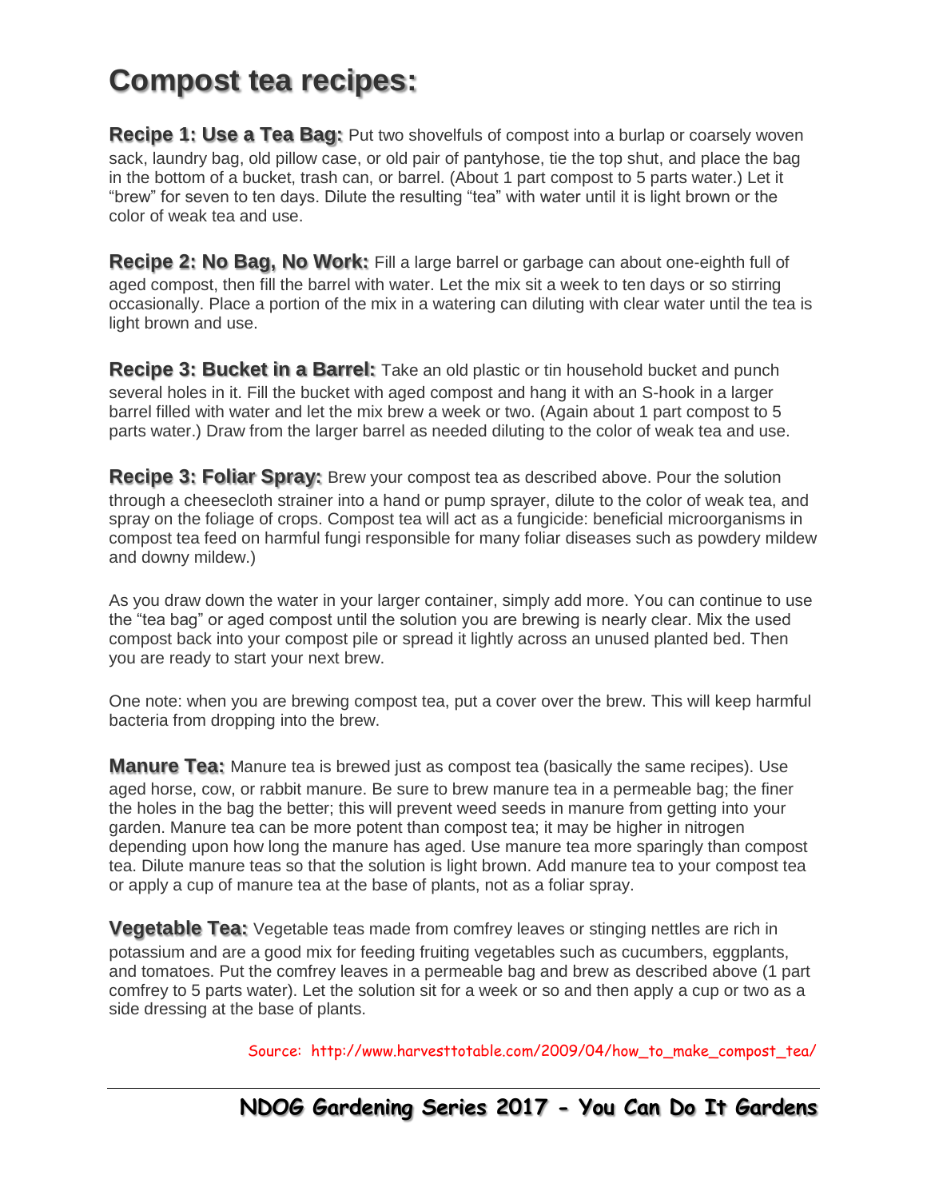# Compost tea recipes:

**Recipe 1: Use a Tea Bag:** Put two shovelfuls of compost into a burlap or coarsely woven sack, laundry bag, old pillow case, or old pair of pantyhose, tie the top shut, and place the bag in the bottom of a bucket, trash can, or barrel. (About 1 part compost to 5 parts water.) Let it "brew" for seven to ten days. Dilute the resulting "tea" with water until it is light brown or the color of weak tea and use.

**Recipe 2: No Bag, No Work:** Fill a large barrel or garbage can about one-eighth full of aged compost, then fill the barrel with water. Let the mix sit a week to ten days or so stirring occasionally. Place a portion of the mix in a watering can diluting with clear water until the tea is light brown and use.

**Recipe 3: Bucket in a Barrel:** Take an old plastic or tin household bucket and punch several holes in it. Fill the bucket with aged compost and hang it with an S-hook in a larger barrel filled with water and let the mix brew a week or two. (Again about 1 part compost to 5 parts water.) Draw from the larger barrel as needed diluting to the color of weak tea and use.

**Recipe 3: Foliar Spray:** Brew your compost tea as described above. Pour the solution through a cheesecloth strainer into a hand or pump sprayer, dilute to the color of weak tea, and spray on the foliage of crops. Compost tea will act as a fungicide: beneficial microorganisms in compost tea feed on harmful fungi responsible for many foliar diseases such as powdery mildew and downy mildew.)

As you draw down the water in your larger container, simply add more. You can continue to use the "tea bag" or aged compost until the solution you are brewing is nearly clear. Mix the used compost back into your compost pile or spread it lightly across an unused planted bed. Then you are ready to start your next brew.

One note: when you are brewing compost tea, put a cover over the brew. This will keep harmful bacteria from dropping into the brew.

**Manure Tea:** Manure tea is brewed just as compost tea (basically the same recipes). Use aged horse, cow, or rabbit manure. Be sure to brew manure tea in a permeable bag; the finer the holes in the bag the better; this will prevent weed seeds in manure from getting into your garden. Manure tea can be more potent than compost tea; it may be higher in nitrogen depending upon how long the manure has aged. Use manure tea more sparingly than compost tea. Dilute manure teas so that the solution is light brown. Add manure tea to your compost tea or apply a cup of manure tea at the base of plants, not as a foliar spray.

**Vegetable Tea:** Vegetable teas made from comfrey leaves or stinging nettles are rich in potassium and are a good mix for feeding fruiting vegetables such as cucumbers, eggplants, and tomatoes. Put the comfrey leaves in a permeable bag and brew as described above (1 part comfrey to 5 parts water). Let the solution sit for a week or so and then apply a cup or two as a side dressing at the base of plants.

Source: http://www.harvesttotable.com/2009/04/how_to_make_compost_tea/